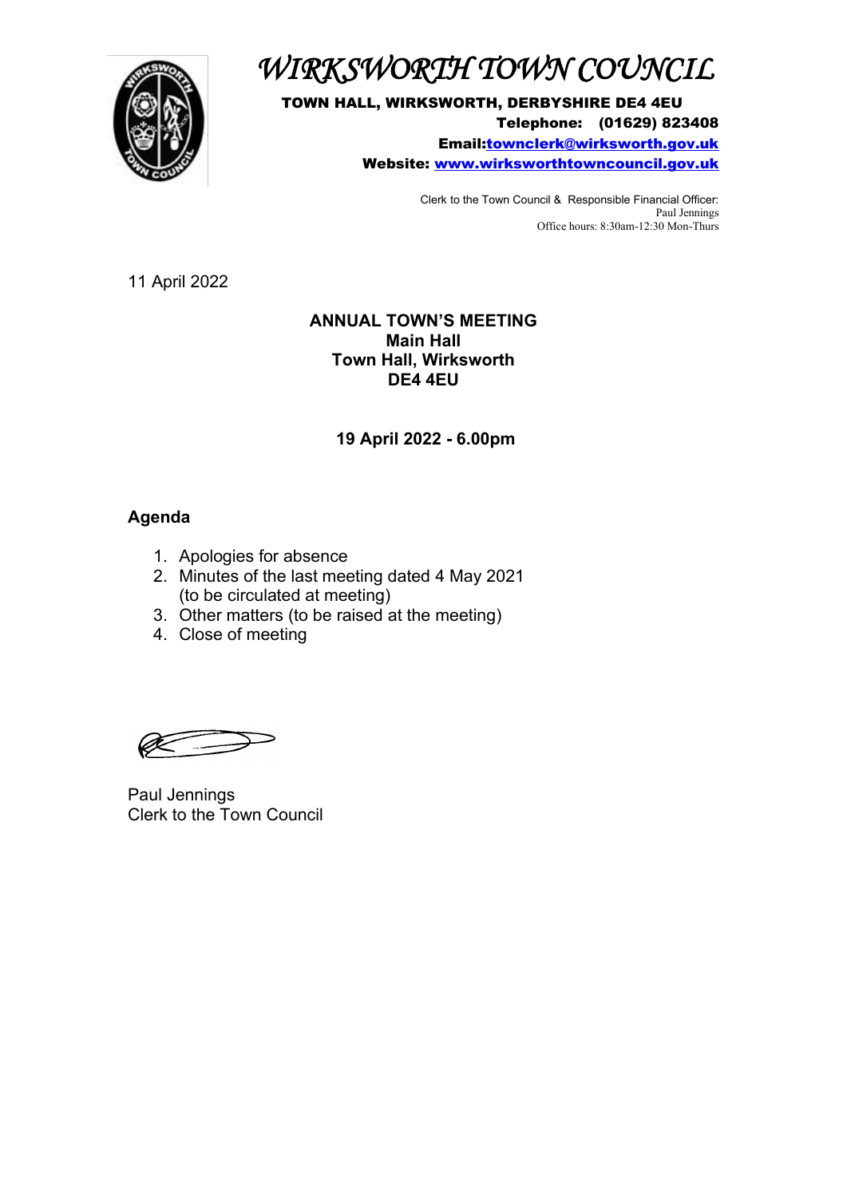# WIRKSWORTH TOWN COUNCIL

**TOWN HALL, WIRKSWORTH, DERBYSHIRE DE4 4EU**
**Telephone: (01629) 823408**
**Email:townclerk@wirksworth.gov.uk**
**Website: www.wirksworthtowncouncil.gov.uk**

Clerk to the Town Council & Responsible Financial Officer:
Paul Jennings
Office hours: 8:30am-12:30 Mon-Thurs

11 April 2022

**ANNUAL TOWN'S MEETING**
**Main Hall**
**Town Hall, Wirksworth**
**DE4 4EU**

**19 April 2022 - 6.00pm**

## Agenda

1. Apologies for absence
2. Minutes of the last meeting dated 4 May 2021 (to be circulated at meeting)
3. Other matters (to be raised at the meeting)
4. Close of meeting

Paul Jennings
Clerk to the Town Council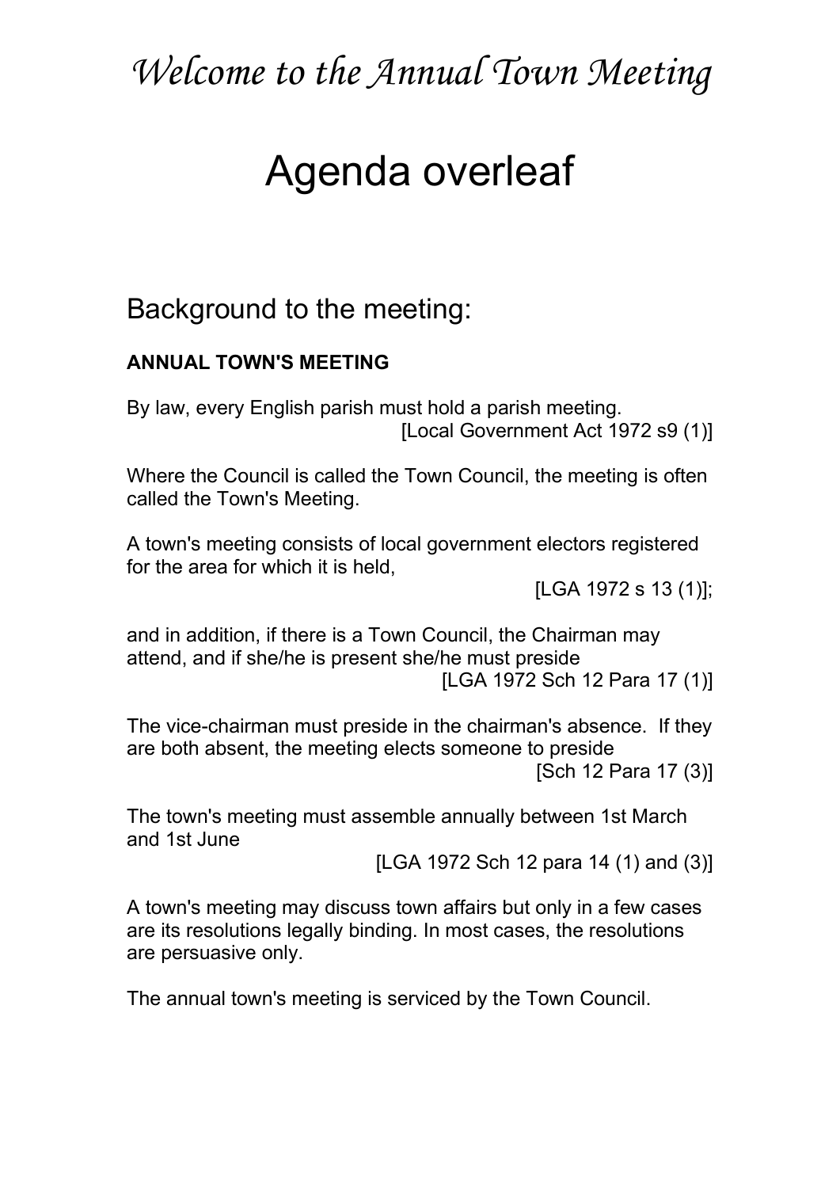# *Welcome to the Annual Town Meeting*

# Agenda overleaf

## Background to the meeting:

**ANNUAL TOWN'S MEETING**

By law, every English parish must hold a parish meeting.
[Local Government Act 1972 s9 (1)]

Where the Council is called the Town Council, the meeting is often called the Town's Meeting.

A town's meeting consists of local government electors registered for the area for which it is held,
[LGA 1972 s 13 (1)];

and in addition, if there is a Town Council, the Chairman may attend, and if she/he is present she/he must preside
[LGA 1972 Sch 12 Para 17 (1)]

The vice-chairman must preside in the chairman's absence. If they are both absent, the meeting elects someone to preside
[Sch 12 Para 17 (3)]

The town's meeting must assemble annually between 1st March and 1st June
[LGA 1972 Sch 12 para 14 (1) and (3)]

A town's meeting may discuss town affairs but only in a few cases are its resolutions legally binding. In most cases, the resolutions are persuasive only.

The annual town's meeting is serviced by the Town Council.